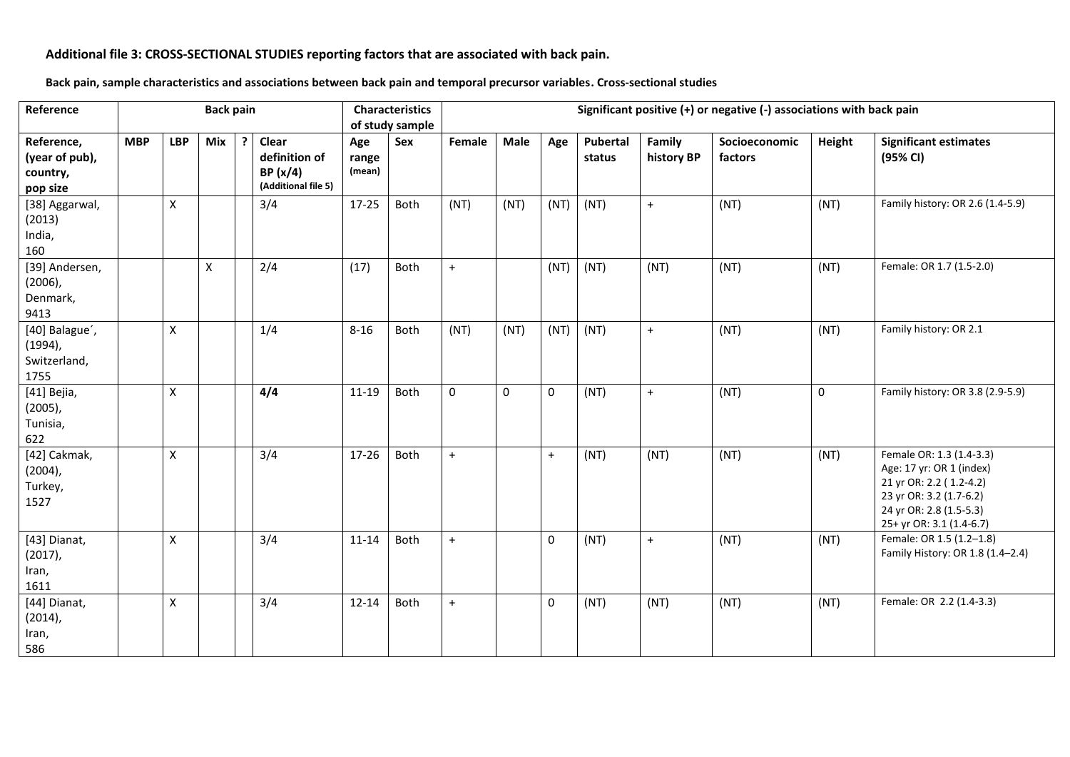**Additional file 3: CROSS-SECTIONAL STUDIES reporting factors that are associated with back pain.**

**Back pain, sample characteristics and associations between back pain and temporal precursor variables. Cross-sectional studies**

| Reference | Back pain | | | | | Characteristics of study sample | | Significant positive (+) or negative (-) associations with back pain | | | | | | | |
|---|---|---|---|---|---|---|---|---|---|---|---|---|---|---|---|
| **Reference, (year of pub), country, pop size** | **MBP** | **LBP** | **Mix** | **?** | **Clear definition of BP (x/4)** (Additional file 5) | **Age range (mean)** | **Sex** | **Female** | **Male** | **Age** | **Pubertal status** | **Family history BP** | **Socioeconomic factors** | **Height** | **Significant estimates (95% CI)** |
| [38] Aggarwal, (2013) India, 160 | | X | | | 3/4 | 17-25 | Both | (NT) | (NT) | (NT) | (NT) | + | (NT) | (NT) | Family history: OR 2.6 (1.4-5.9) |
| [39] Andersen, (2006), Denmark, 9413 | | | X | | 2/4 | (17) | Both | + | | (NT) | (NT) | (NT) | (NT) | (NT) | Female: OR 1.7 (1.5-2.0) |
| [40] Balague´, (1994), Switzerland, 1755 | | X | | | 1/4 | 8-16 | Both | (NT) | (NT) | (NT) | (NT) | + | (NT) | (NT) | Family history: OR 2.1 |
| [41] Bejia, (2005), Tunisia, 622 | | X | | | **4/4** | 11-19 | Both | 0 | 0 | 0 | (NT) | + | (NT) | 0 | Family history: OR 3.8 (2.9-5.9) |
| [42] Cakmak, (2004), Turkey, 1527 | | X | | | 3/4 | 17-26 | Both | + | | + | (NT) | (NT) | (NT) | (NT) | Female OR: 1.3 (1.4-3.3)<br>Age: 17 yr: OR 1 (index)<br>21 yr OR: 2.2 ( 1.2-4.2)<br>23 yr OR: 3.2 (1.7-6.2)<br>24 yr OR: 2.8 (1.5-5.3)<br>25+ yr OR: 3.1 (1.4-6.7) |
| [43] Dianat, (2017), Iran, 1611 | | X | | | 3/4 | 11-14 | Both | + | | 0 | (NT) | + | (NT) | (NT) | Female: OR 1.5 (1.2–1.8)<br>Family History: OR 1.8 (1.4–2.4) |
| [44] Dianat, (2014), Iran, 586 | | X | | | 3/4 | 12-14 | Both | + | | 0 | (NT) | (NT) | (NT) | (NT) | Female: OR 2.2 (1.4-3.3) |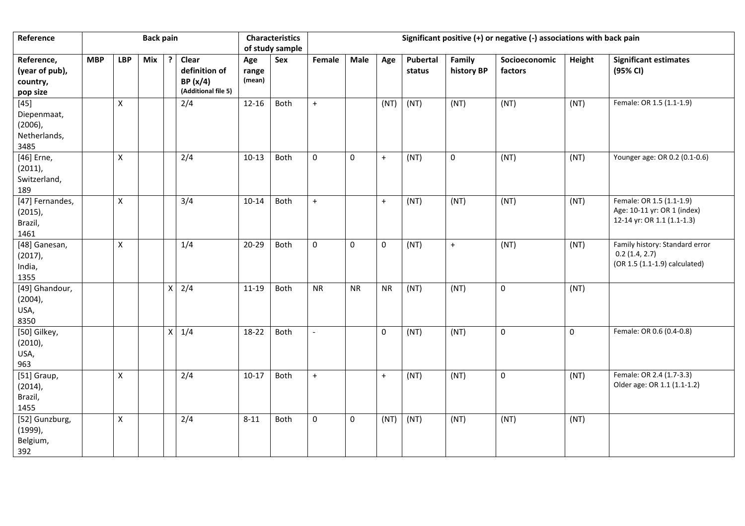| Reference | Back pain | | | | | Characteristics of study sample | | Significant positive (+) or negative (-) associations with back pain | | | | | | | |
|---|---|---|---|---|---|---|---|---|---|---|---|---|---|---|---|
| Reference, (year of pub), country, pop size | MBP | LBP | Mix | ? | Clear definition of BP (x/4) (Additional file 5) | Age range (mean) | Sex | Female | Male | Age | Pubertal status | Family history BP | Socioeconomic factors | Height | Significant estimates (95% CI) |
| [45] Diepenmaat, (2006), Netherlands, 3485 | | X | | | 2/4 | 12-16 | Both | + | | (NT) | (NT) | (NT) | (NT) | (NT) | Female: OR 1.5 (1.1-1.9) |
| [46] Erne, (2011), Switzerland, 189 | | X | | | 2/4 | 10-13 | Both | 0 | 0 | + | (NT) | 0 | (NT) | (NT) | Younger age: OR 0.2 (0.1-0.6) |
| [47] Fernandes, (2015), Brazil, 1461 | | X | | | 3/4 | 10-14 | Both | + | | + | (NT) | (NT) | (NT) | (NT) | Female: OR 1.5 (1.1-1.9) Age: 10-11 yr: OR 1 (index) 12-14 yr: OR 1.1 (1.1-1.3) |
| [48] Ganesan, (2017), India, 1355 | | X | | | 1/4 | 20-29 | Both | 0 | 0 | 0 | (NT) | + | (NT) | (NT) | Family history: Standard error 0.2 (1.4, 2.7) (OR 1.5 (1.1-1.9) calculated) |
| [49] Ghandour, (2004), USA, 8350 | | | | X | 2/4 | 11-19 | Both | NR | NR | NR | (NT) | (NT) | 0 | (NT) | |
| [50] Gilkey, (2010), USA, 963 | | | | X | 1/4 | 18-22 | Both | - | | 0 | (NT) | (NT) | 0 | 0 | Female: OR 0.6 (0.4-0.8) |
| [51] Graup, (2014), Brazil, 1455 | | X | | | 2/4 | 10-17 | Both | + | | + | (NT) | (NT) | 0 | (NT) | Female: OR 2.4 (1.7-3.3) Older age: OR 1.1 (1.1-1.2) |
| [52] Gunzburg, (1999), Belgium, 392 | | X | | | 2/4 | 8-11 | Both | 0 | 0 | (NT) | (NT) | (NT) | (NT) | (NT) | |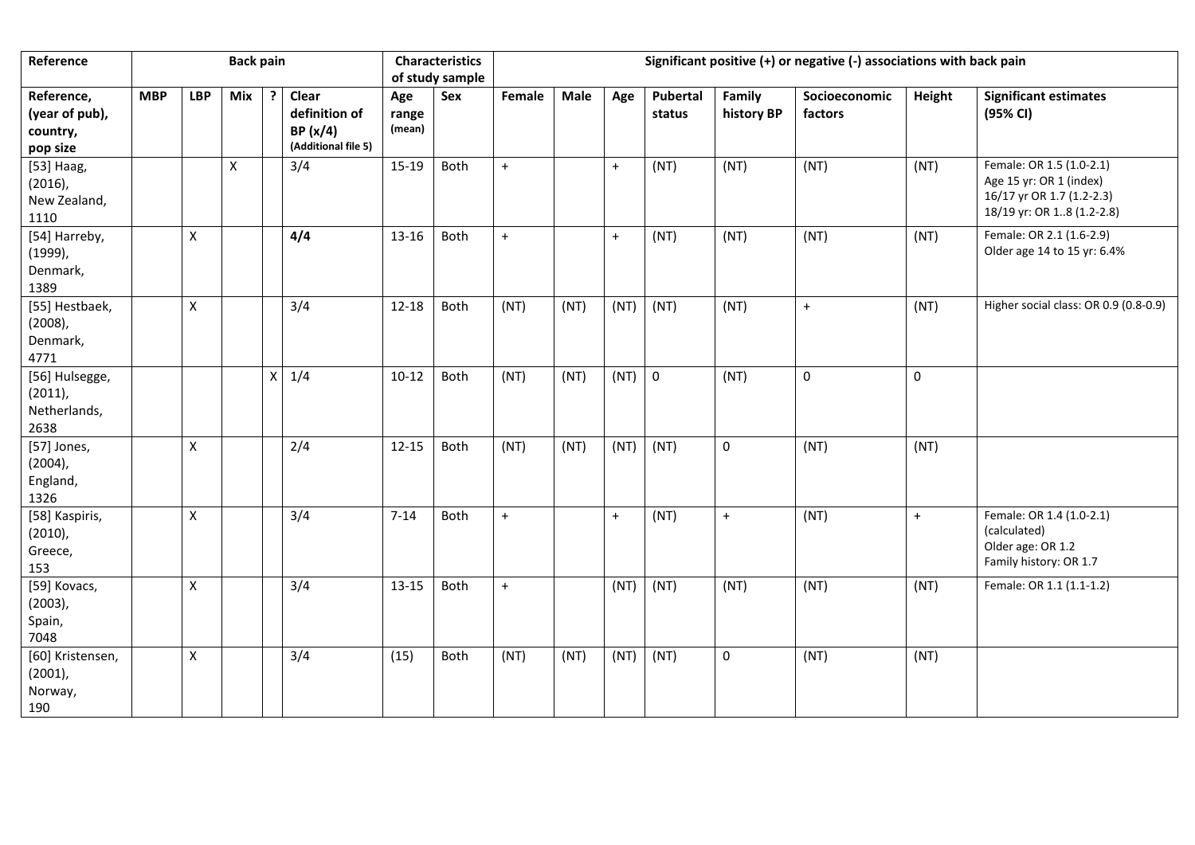| Reference | Back pain | | | | | Characteristics of study sample | | Significant positive (+) or negative (-) associations with back pain | | | | | | | |
|---|---|---|---|---|---|---|---|---|---|---|---|---|---|---|---|
| Reference, (year of pub), country, pop size | MBP | LBP | Mix | ? | Clear definition of BP (x/4) (Additional file 5) | Age range (mean) | Sex | Female | Male | Age | Pubertal status | Family history BP | Socioeconomic factors | Height | Significant estimates (95% CI) |
| [53] Haag, (2016), New Zealand, 1110 | | | X | | 3/4 | 15-19 | Both | + | | + | (NT) | (NT) | (NT) | (NT) | Female: OR 1.5 (1.0-2.1) Age 15 yr: OR 1 (index) 16/17 yr OR 1.7 (1.2-2.3) 18/19 yr: OR 1..8 (1.2-2.8) |
| [54] Harreby, (1999), Denmark, 1389 | | X | | | **4/4** | 13-16 | Both | + | | + | (NT) | (NT) | (NT) | (NT) | Female: OR 2.1 (1.6-2.9) Older age 14 to 15 yr: 6.4% |
| [55] Hestbaek, (2008), Denmark, 4771 | | X | | | 3/4 | 12-18 | Both | (NT) | (NT) | (NT) | (NT) | (NT) | + | (NT) | Higher social class: OR 0.9 (0.8-0.9) |
| [56] Hulsegge, (2011), Netherlands, 2638 | | | | X | 1/4 | 10-12 | Both | (NT) | (NT) | (NT) | 0 | (NT) | 0 | 0 | |
| [57] Jones, (2004), England, 1326 | | X | | | 2/4 | 12-15 | Both | (NT) | (NT) | (NT) | (NT) | 0 | (NT) | (NT) | |
| [58] Kaspiris, (2010), Greece, 153 | | X | | | 3/4 | 7-14 | Both | + | | + | (NT) | + | (NT) | + | Female: OR 1.4 (1.0-2.1) (calculated) Older age: OR 1.2 Family history: OR 1.7 |
| [59] Kovacs, (2003), Spain, 7048 | | X | | | 3/4 | 13-15 | Both | + | | (NT) | (NT) | (NT) | (NT) | (NT) | Female: OR 1.1 (1.1-1.2) |
| [60] Kristensen, (2001), Norway, 190 | | X | | | 3/4 | (15) | Both | (NT) | (NT) | (NT) | (NT) | 0 | (NT) | (NT) | |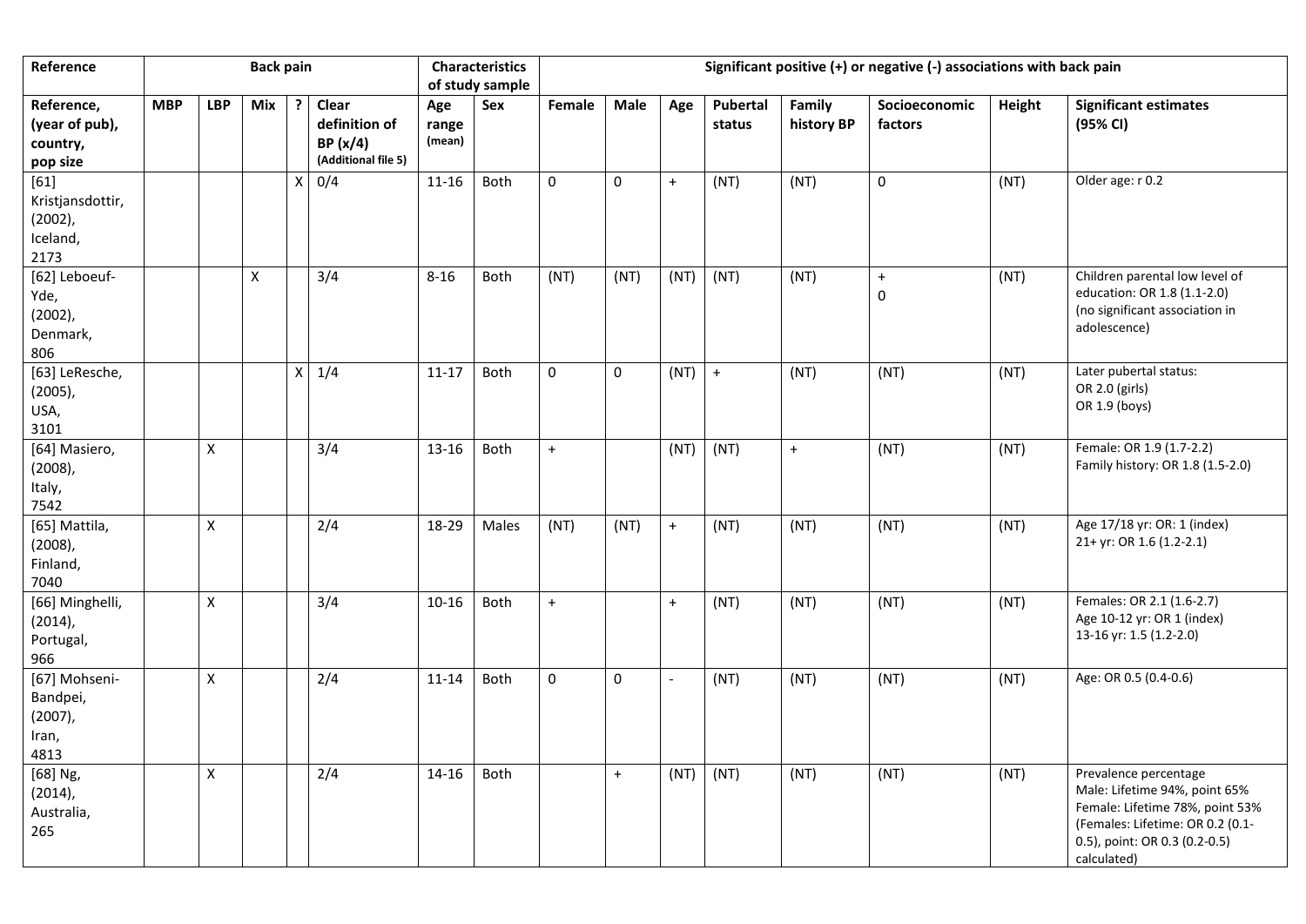| Reference | Back pain | | | | | Characteristics of study sample | | Significant positive (+) or negative (-) associations with back pain | | | | | | | | |
|---|---|---|---|---|---|---|---|---|---|---|---|---|---|---|---|
| Reference, (year of pub), country, pop size | MBP | LBP | Mix | ? | Clear definition of BP (x/4) (Additional file 5) | Age range (mean) | Sex | Female | Male | Age | Pubertal status | Family history BP | Socioeconomic factors | Height | Significant estimates (95% CI) |
| [61] Kristjansdottir, (2002), Iceland, 2173 | | | | X | 0/4 | 11-16 | Both | 0 | 0 | + | (NT) | (NT) | 0 | (NT) | Older age: r 0.2 |
| [62] Leboeuf-Yde, (2002), Denmark, 806 | | | X | | 3/4 | 8-16 | Both | (NT) | (NT) | (NT) | (NT) | (NT) | + 0 | (NT) | Children parental low level of education: OR 1.8 (1.1-2.0) (no significant association in adolescence) |
| [63] LeResche, (2005), USA, 3101 | | | | X | 1/4 | 11-17 | Both | 0 | 0 | (NT) | + | (NT) | (NT) | (NT) | Later pubertal status: OR 2.0 (girls) OR 1.9 (boys) |
| [64] Masiero, (2008), Italy, 7542 | | X | | | 3/4 | 13-16 | Both | + | | (NT) | (NT) | + | (NT) | (NT) | Female: OR 1.9 (1.7-2.2) Family history: OR 1.8 (1.5-2.0) |
| [65] Mattila, (2008), Finland, 7040 | | X | | | 2/4 | 18-29 | Males | (NT) | (NT) | + | (NT) | (NT) | (NT) | (NT) | Age 17/18 yr: OR: 1 (index) 21+ yr: OR 1.6 (1.2-2.1) |
| [66] Minghelli, (2014), Portugal, 966 | | X | | | 3/4 | 10-16 | Both | + | | + | (NT) | (NT) | (NT) | (NT) | Females: OR 2.1 (1.6-2.7) Age 10-12 yr: OR 1 (index) 13-16 yr: 1.5 (1.2-2.0) |
| [67] Mohseni-Bandpei, (2007), Iran, 4813 | | X | | | 2/4 | 11-14 | Both | 0 | 0 | - | (NT) | (NT) | (NT) | (NT) | Age: OR 0.5 (0.4-0.6) |
| [68] Ng, (2014), Australia, 265 | | X | | | 2/4 | 14-16 | Both | | + | (NT) | (NT) | (NT) | (NT) | (NT) | Prevalence percentage Male: Lifetime 94%, point 65% Female: Lifetime 78%, point 53% (Females: Lifetime: OR 0.2 (0.1-0.5), point: OR 0.3 (0.2-0.5) calculated) |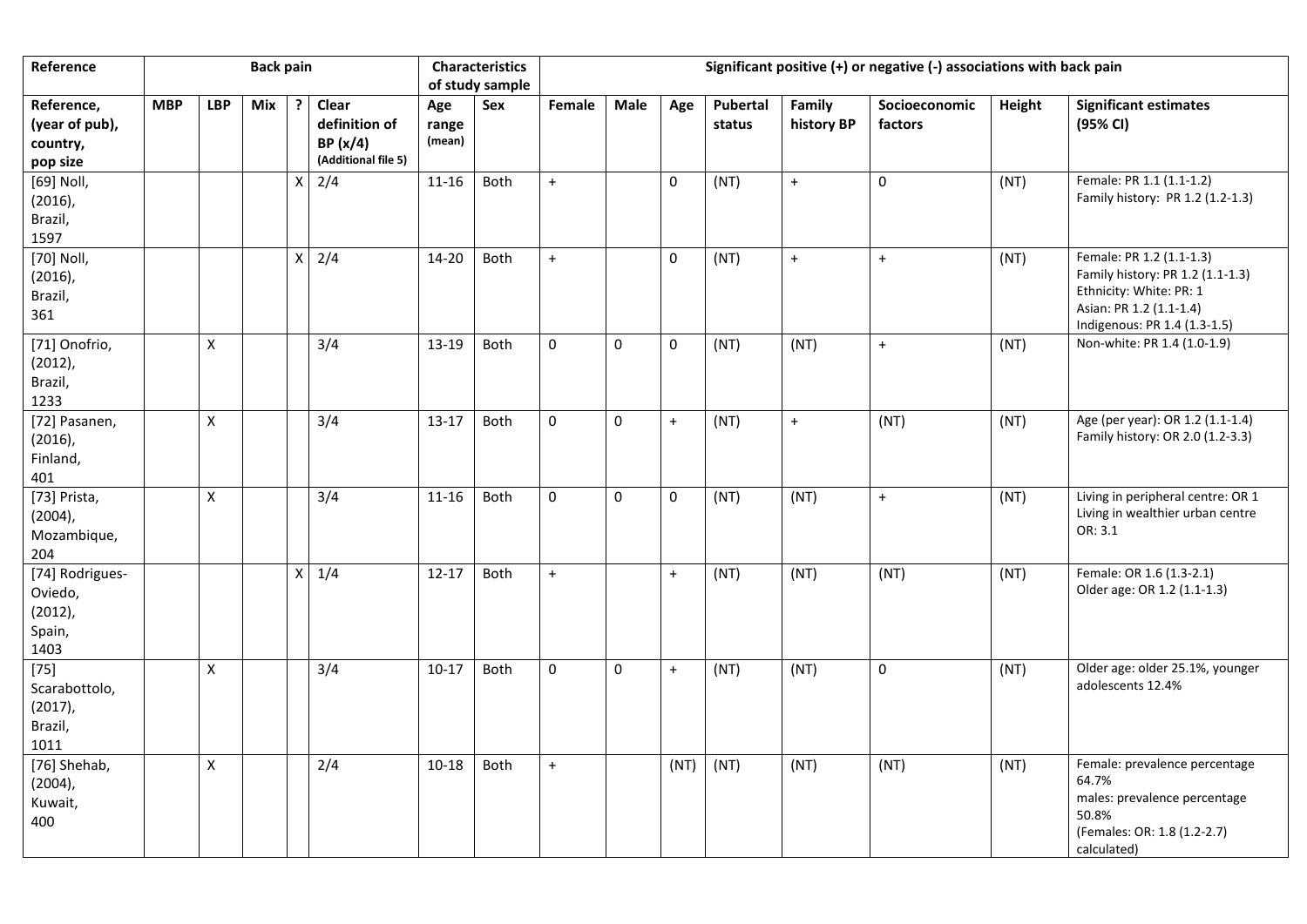| Reference | Back pain | | | | | Characteristics of study sample | | Significant positive (+) or negative (-) associations with back pain | | | | | | | |
|---|---|---|---|---|---|---|---|---|---|---|---|---|---|---|---|
| Reference, (year of pub), country, pop size | MBP | LBP | Mix | ? | Clear definition of BP (x/4) (Additional file 5) | Age range (mean) | Sex | Female | Male | Age | Pubertal status | Family history BP | Socioeconomic factors | Height | Significant estimates (95% CI) |
| [69] Noll, (2016), Brazil, 1597 | | | | X | 2/4 | 11-16 | Both | + | | 0 | (NT) | + | 0 | (NT) | Female: PR 1.1 (1.1-1.2) Family history: PR 1.2 (1.2-1.3) |
| [70] Noll, (2016), Brazil, 361 | | | | X | 2/4 | 14-20 | Both | + | | 0 | (NT) | + | + | (NT) | Female: PR 1.2 (1.1-1.3) Family history: PR 1.2 (1.1-1.3) Ethnicity: White: PR: 1 Asian: PR 1.2 (1.1-1.4) Indigenous: PR 1.4 (1.3-1.5) |
| [71] Onofrio, (2012), Brazil, 1233 | | X | | | 3/4 | 13-19 | Both | 0 | 0 | 0 | (NT) | (NT) | + | (NT) | Non-white: PR 1.4 (1.0-1.9) |
| [72] Pasanen, (2016), Finland, 401 | | X | | | 3/4 | 13-17 | Both | 0 | 0 | + | (NT) | + | (NT) | (NT) | Age (per year): OR 1.2 (1.1-1.4) Family history: OR 2.0 (1.2-3.3) |
| [73] Prista, (2004), Mozambique, 204 | | X | | | 3/4 | 11-16 | Both | 0 | 0 | 0 | (NT) | (NT) | + | (NT) | Living in peripheral centre: OR 1 Living in wealthier urban centre OR: 3.1 |
| [74] Rodrigues-Oviedo, (2012), Spain, 1403 | | | | X | 1/4 | 12-17 | Both | + | | + | (NT) | (NT) | (NT) | (NT) | Female: OR 1.6 (1.3-2.1) Older age: OR 1.2 (1.1-1.3) |
| [75] Scarabottolo, (2017), Brazil, 1011 | | X | | | 3/4 | 10-17 | Both | 0 | 0 | + | (NT) | (NT) | 0 | (NT) | Older age: older 25.1%, younger adolescents 12.4% |
| [76] Shehab, (2004), Kuwait, 400 | | X | | | 2/4 | 10-18 | Both | + | | (NT) | (NT) | (NT) | (NT) | (NT) | Female: prevalence percentage 64.7% males: prevalence percentage 50.8% (Females: OR: 1.8 (1.2-2.7) calculated) |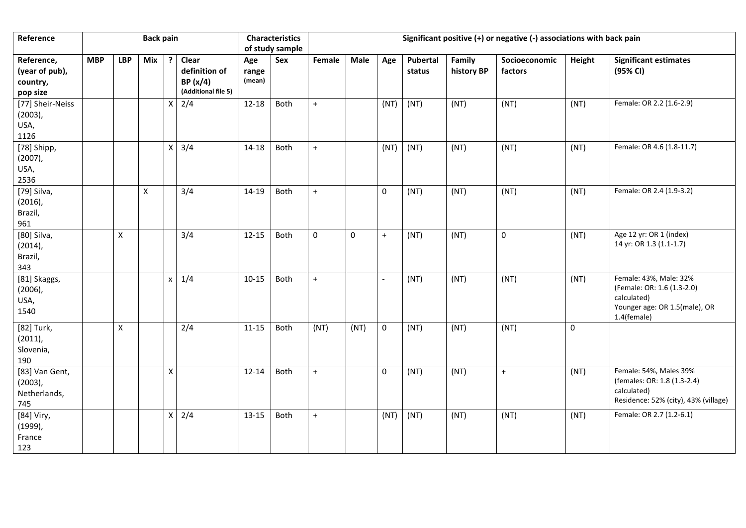| Reference | Back pain | | | | | Characteristics of study sample | | Significant positive (+) or negative (-) associations with back pain | | | | | | | |
|---|---|---|---|---|---|---|---|---|---|---|---|---|---|---|---|
| Reference, (year of pub), country, pop size | MBP | LBP | Mix | ? | Clear definition of BP (x/4) (Additional file 5) | Age range (mean) | Sex | Female | Male | Age | Pubertal status | Family history BP | Socioeconomic factors | Height | Significant estimates (95% CI) |
| [77] Sheir-Neiss (2003), USA, 1126 | | | | X | 2/4 | 12-18 | Both | + | | (NT) | (NT) | (NT) | (NT) | (NT) | Female: OR 2.2 (1.6-2.9) |
| [78] Shipp, (2007), USA, 2536 | | | | X | 3/4 | 14-18 | Both | + | | (NT) | (NT) | (NT) | (NT) | (NT) | Female: OR 4.6 (1.8-11.7) |
| [79] Silva, (2016), Brazil, 961 | | | X | | 3/4 | 14-19 | Both | + | | 0 | (NT) | (NT) | (NT) | (NT) | Female: OR 2.4 (1.9-3.2) |
| [80] Silva, (2014), Brazil, 343 | | X | | | 3/4 | 12-15 | Both | 0 | 0 | + | (NT) | (NT) | 0 | (NT) | Age 12 yr: OR 1 (index) 14 yr: OR 1.3 (1.1-1.7) |
| [81] Skaggs, (2006), USA, 1540 | | | | x | 1/4 | 10-15 | Both | + | | - | (NT) | (NT) | (NT) | (NT) | Female: 43%, Male: 32% (Female: OR: 1.6 (1.3-2.0) calculated) Younger age: OR 1.5(male), OR 1.4(female) |
| [82] Turk, (2011), Slovenia, 190 | | X | | | 2/4 | 11-15 | Both | (NT) | (NT) | 0 | (NT) | (NT) | (NT) | 0 | |
| [83] Van Gent, (2003), Netherlands, 745 | | | | X | | 12-14 | Both | + | | 0 | (NT) | (NT) | + | (NT) | Female: 54%, Males 39% (females: OR: 1.8 (1.3-2.4) calculated) Residence: 52% (city), 43% (village) |
| [84] Viry, (1999), France 123 | | | | X | 2/4 | 13-15 | Both | + | | (NT) | (NT) | (NT) | (NT) | (NT) | Female: OR 2.7 (1.2-6.1) |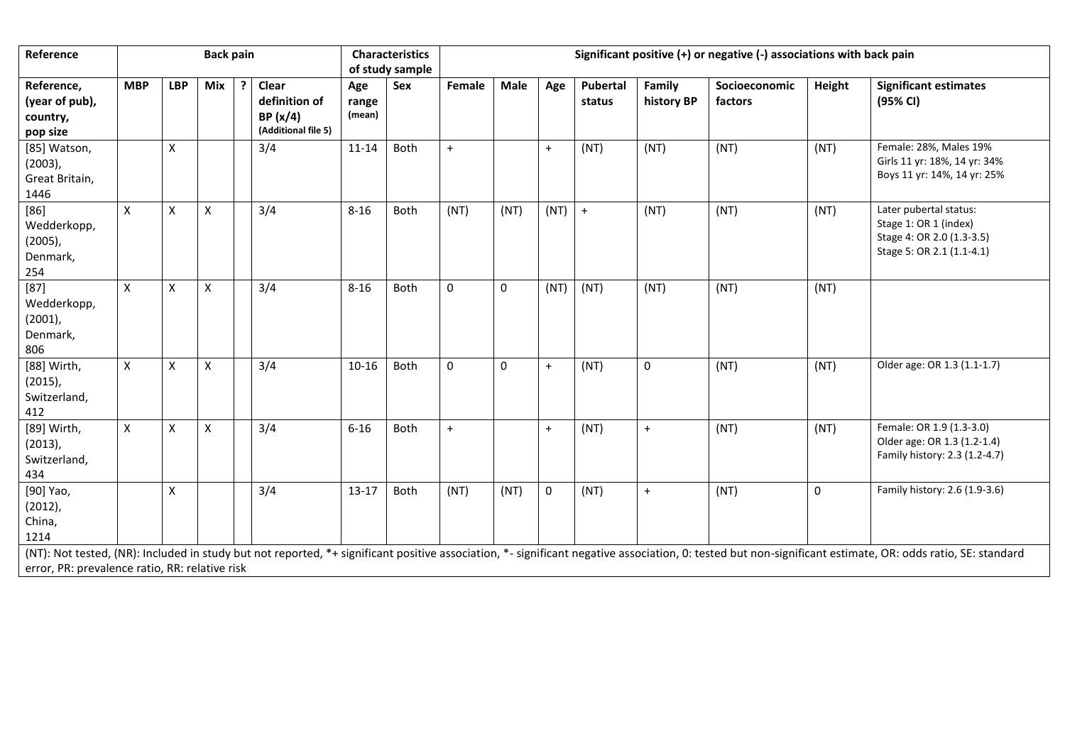| Reference | Back pain | | | | | Characteristics of study sample | | Significant positive (+) or negative (-) associations with back pain | | | | | | | | |
|---|---|---|---|---|---|---|---|---|---|---|---|---|---|---|---|
| Reference, (year of pub), country, pop size | MBP | LBP | Mix | ? | Clear definition of BP (x/4) (Additional file 5) | Age range (mean) | Sex | Female | Male | Age | Pubertal status | Family history BP | Socioeconomic factors | Height | Significant estimates (95% CI) |
| [85] Watson, (2003), Great Britain, 1446 | | X | | | 3/4 | 11-14 | Both | + | | + | (NT) | (NT) | (NT) | (NT) | Female: 28%, Males 19%<br>Girls 11 yr: 18%, 14 yr: 34%<br>Boys 11 yr: 14%, 14 yr: 25% |
| [86] Wedderkopp, (2005), Denmark, 254 | X | X | X | | 3/4 | 8-16 | Both | (NT) | (NT) | (NT) | + | (NT) | (NT) | (NT) | Later pubertal status:<br>Stage 1: OR 1 (index)<br>Stage 4: OR 2.0 (1.3-3.5)<br>Stage 5: OR 2.1 (1.1-4.1) |
| [87] Wedderkopp, (2001), Denmark, 806 | X | X | X | | 3/4 | 8-16 | Both | 0 | 0 | (NT) | (NT) | (NT) | (NT) | (NT) | |
| [88] Wirth, (2015), Switzerland, 412 | X | X | X | | 3/4 | 10-16 | Both | 0 | 0 | + | (NT) | 0 | (NT) | (NT) | Older age: OR 1.3 (1.1-1.7) |
| [89] Wirth, (2013), Switzerland, 434 | X | X | X | | 3/4 | 6-16 | Both | + | | + | (NT) | + | (NT) | (NT) | Female: OR 1.9 (1.3-3.0)<br>Older age: OR 1.3 (1.2-1.4)<br>Family history: 2.3 (1.2-4.7) |
| [90] Yao, (2012), China, 1214 | | X | | | 3/4 | 13-17 | Both | (NT) | (NT) | 0 | (NT) | + | (NT) | 0 | Family history: 2.6 (1.9-3.6) |

(NT): Not tested, (NR): Included in study but not reported, *+ significant positive association, *- significant negative association, 0: tested but non-significant estimate, OR: odds ratio, SE: standard error, PR: prevalence ratio, RR: relative risk